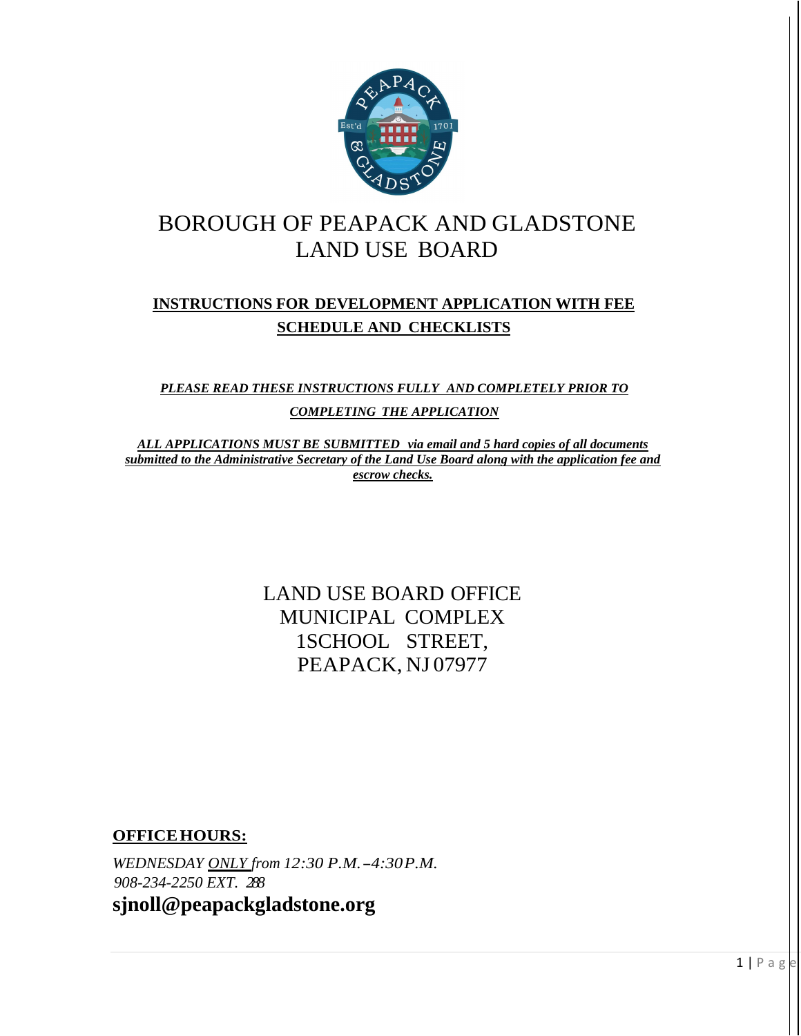# BOROUGH OF PEAPACK AND GLADSTONE
# LAND USE BOARD

## INSTRUCTIONS FOR DEVELOPMENT APPLICATION WITH FEE SCHEDULE AND CHECKLISTS

***PLEASE READ THESE INSTRUCTIONS FULLY AND COMPLETELY PRIOR TO COMPLETING THE APPLICATION***

***ALL APPLICATIONS MUST BE SUBMITTED via email and 5 hard copies of all documents submitted to the Administrative Secretary of the Land Use Board along with the application fee and escrow checks.***

LAND USE BOARD OFFICE
MUNICIPAL COMPLEX
1SCHOOL STREET,
PEAPACK, NJ 07977

**OFFICE HOURS:**

*WEDNESDAY ONLY from 12:30 P.M.–4:30P.M.*
*908-234-2250 EXT. 288*

**sjnoll@peapackgladstone.org**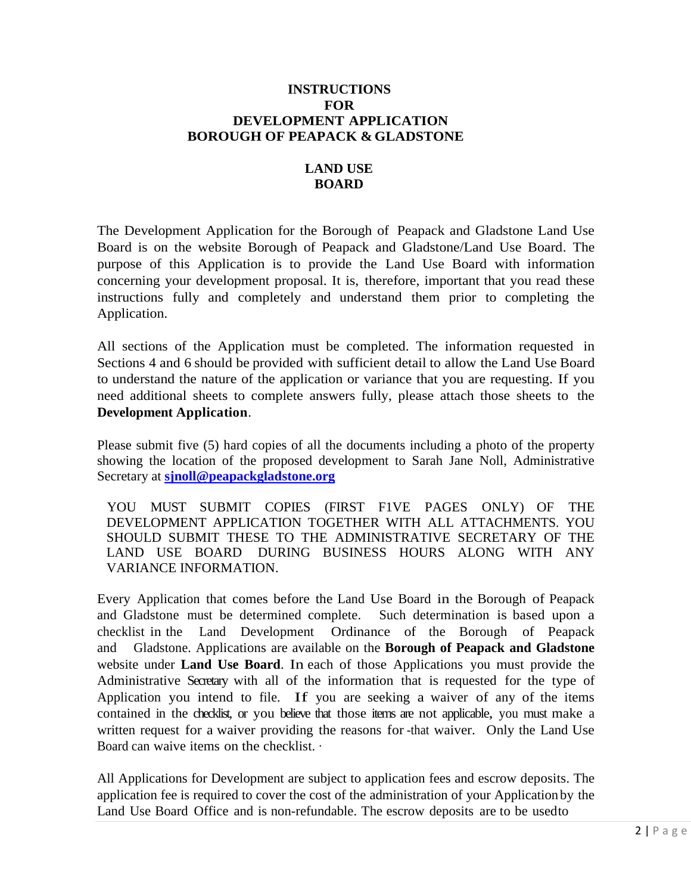# INSTRUCTIONS FOR DEVELOPMENT APPLICATION BOROUGH OF PEAPACK & GLADSTONE

## LAND USE BOARD

The Development Application for the Borough of Peapack and Gladstone Land Use Board is on the website Borough of Peapack and Gladstone/Land Use Board. The purpose of this Application is to provide the Land Use Board with information concerning your development proposal. It is, therefore, important that you read these instructions fully and completely and understand them prior to completing the Application.

All sections of the Application must be completed. The information requested in Sections 4 and 6 should be provided with sufficient detail to allow the Land Use Board to understand the nature of the application or variance that you are requesting. If you need additional sheets to complete answers fully, please attach those sheets to the **Development Application**.

Please submit five (5) hard copies of all the documents including a photo of the property showing the location of the proposed development to Sarah Jane Noll, Administrative Secretary at **sjnoll@peapackgladstone.org**

YOU MUST SUBMIT COPIES (FIRST F1VE PAGES ONLY) OF THE DEVELOPMENT APPLICATION TOGETHER WITH ALL ATTACHMENTS. YOU SHOULD SUBMIT THESE TO THE ADMINISTRATIVE SECRETARY OF THE LAND USE BOARD DURING BUSINESS HOURS ALONG WITH ANY VARIANCE INFORMATION.

Every Application that comes before the Land Use Board in the Borough of Peapack and Gladstone must be determined complete. Such determination is based upon a checklist in the Land Development Ordinance of the Borough of Peapack and Gladstone. Applications are available on the **Borough of Peapack and Gladstone** website under **Land Use Board**. In each of those Applications you must provide the Administrative Secretary with all of the information that is requested for the type of Application you intend to file. If you are seeking a waiver of any of the items contained in the checklist, or you believe that those items are not applicable, you must make a written request for a waiver providing the reasons for -that waiver. Only the Land Use Board can waive items on the checklist. ·

All Applications for Development are subject to application fees and escrow deposits. The application fee is required to cover the cost of the administration of your Application by the Land Use Board Office and is non-refundable. The escrow deposits are to be used to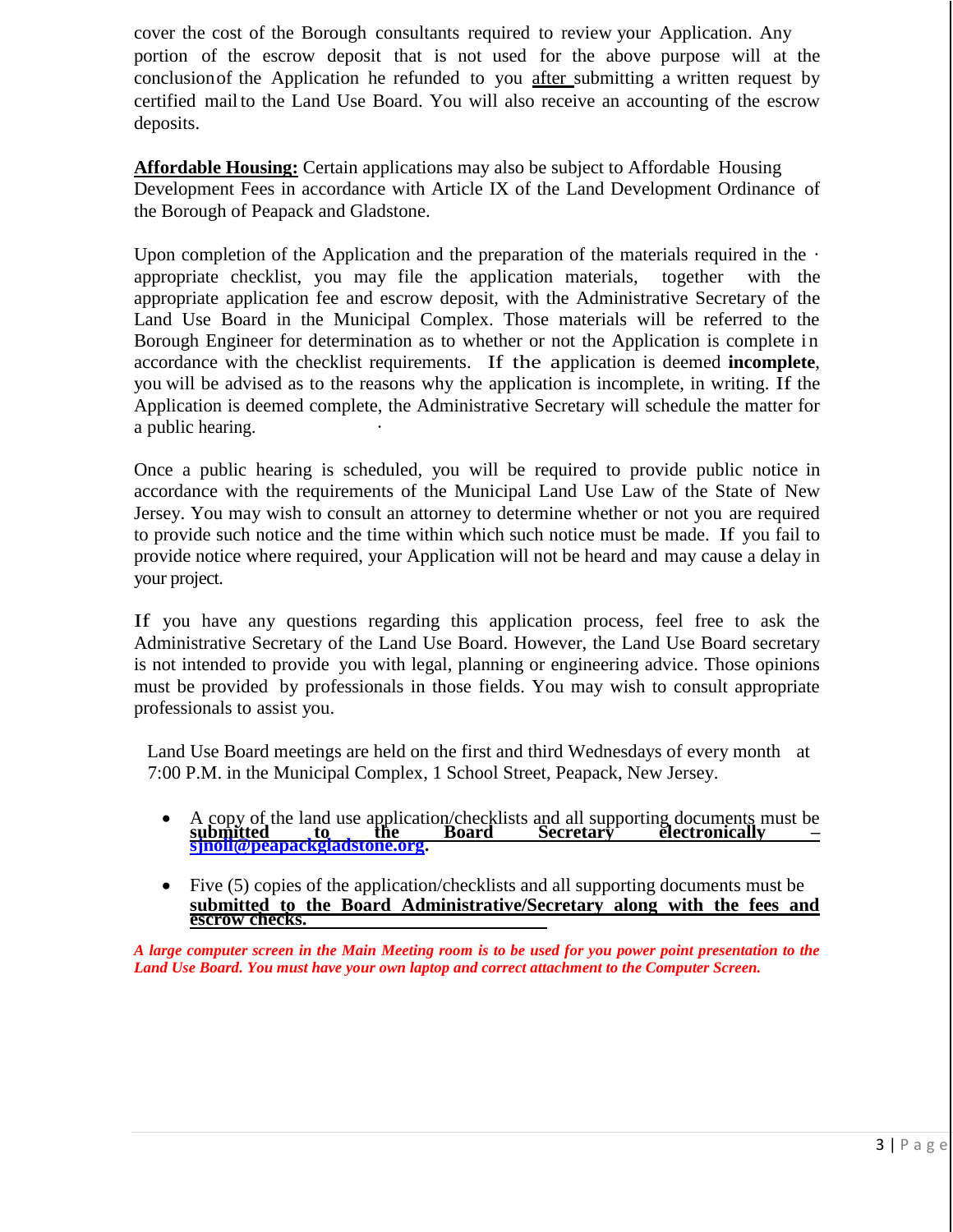cover the cost of the Borough consultants required to review your Application. Any portion of the escrow deposit that is not used for the above purpose will at the conclusion of the Application he refunded to you <u>after</u> submitting a written request by certified mail to the Land Use Board. You will also receive an accounting of the escrow deposits.

**<u>Affordable Housing:</u>** Certain applications may also be subject to Affordable Housing Development Fees in accordance with Article IX of the Land Development Ordinance of the Borough of Peapack and Gladstone.

Upon completion of the Application and the preparation of the materials required in the · appropriate checklist, you may file the application materials, together with the appropriate application fee and escrow deposit, with the Administrative Secretary of the Land Use Board in the Municipal Complex. Those materials will be referred to the Borough Engineer for determination as to whether or not the Application is complete in accordance with the checklist requirements. If the application is deemed **incomplete**, you will be advised as to the reasons why the application is incomplete, in writing. If the Application is deemed complete, the Administrative Secretary will schedule the matter for a public hearing.

Once a public hearing is scheduled, you will be required to provide public notice in accordance with the requirements of the Municipal Land Use Law of the State of New Jersey. You may wish to consult an attorney to determine whether or not you are required to provide such notice and the time within which such notice must be made. If you fail to provide notice where required, your Application will not be heard and may cause a delay in your project.

If you have any questions regarding this application process, feel free to ask the Administrative Secretary of the Land Use Board. However, the Land Use Board secretary is not intended to provide you with legal, planning or engineering advice. Those opinions must be provided by professionals in those fields. You may wish to consult appropriate professionals to assist you.

Land Use Board meetings are held on the first and third Wednesdays of every month at 7:00 P.M. in the Municipal Complex, 1 School Street, Peapack, New Jersey.

- A copy of the land use application/checklists and all supporting documents must be **<u>submitted to the Board Secretary electronically – sjnoll@peapackgladstone.org</u>**.
- Five (5) copies of the application/checklists and all supporting documents must be **<u>submitted to the Board Administrative/Secretary along with the fees and escrow checks.</u>**

***A large computer screen in the Main Meeting room is to be used for you power point presentation to the Land Use Board. You must have your own laptop and correct attachment to the Computer Screen.***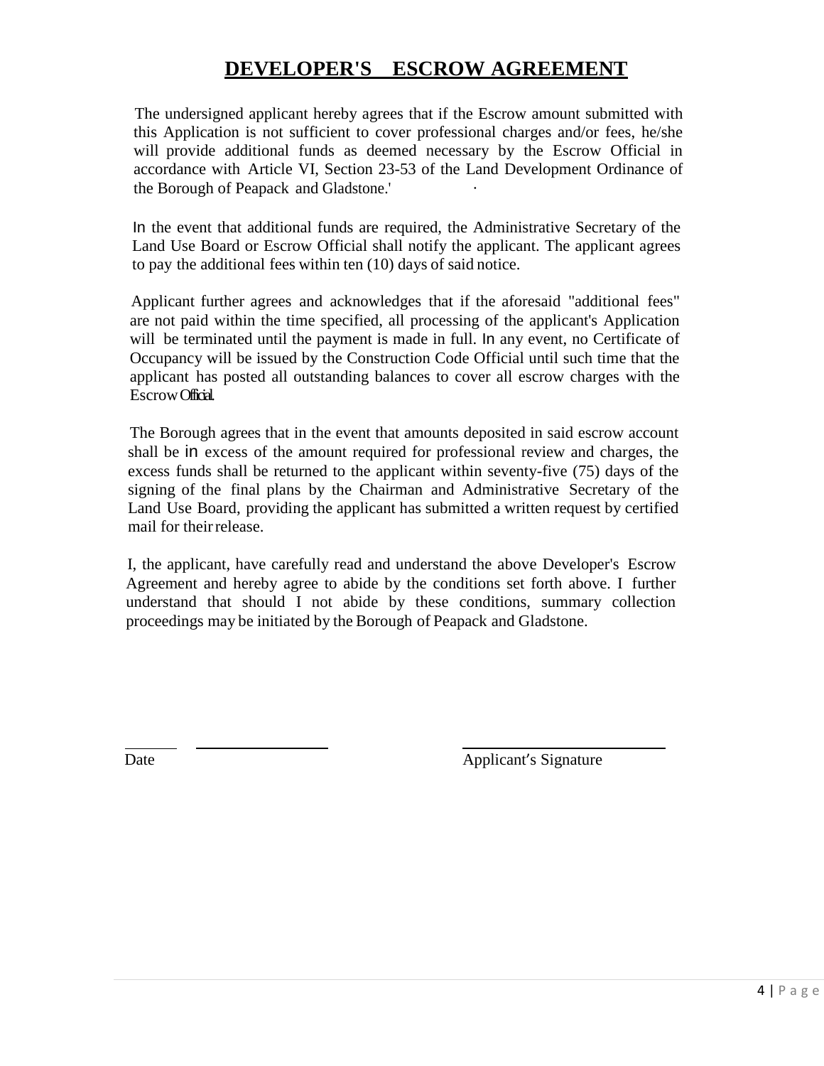# **DEVELOPER'S ESCROW AGREEMENT**

The undersigned applicant hereby agrees that if the Escrow amount submitted with this Application is not sufficient to cover professional charges and/or fees, he/she will provide additional funds as deemed necessary by the Escrow Official in accordance with Article VI, Section 23-53 of the Land Development Ordinance of the Borough of Peapack and Gladstone.'

In the event that additional funds are required, the Administrative Secretary of the Land Use Board or Escrow Official shall notify the applicant. The applicant agrees to pay the additional fees within ten (10) days of said notice.

Applicant further agrees and acknowledges that if the aforesaid "additional fees" are not paid within the time specified, all processing of the applicant's Application will be terminated until the payment is made in full. In any event, no Certificate of Occupancy will be issued by the Construction Code Official until such time that the applicant has posted all outstanding balances to cover all escrow charges with the Escrow Official.

The Borough agrees that in the event that amounts deposited in said escrow account shall be in excess of the amount required for professional review and charges, the excess funds shall be returned to the applicant within seventy-five (75) days of the signing of the final plans by the Chairman and Administrative Secretary of the Land Use Board, providing the applicant has submitted a written request by certified mail for their release.

I, the applicant, have carefully read and understand the above Developer's Escrow Agreement and hereby agree to abide by the conditions set forth above. I further understand that should I not abide by these conditions, summary collection proceedings may be initiated by the Borough of Peapack and Gladstone.

\_\_\_\_\_\_\_\_\_\_\_\_\_\_\_\_\_\_\_\_\_\_\_\_\_\_ \_\_\_\_\_\_\_\_\_\_\_\_\_\_\_\_\_\_\_\_\_\_\_\_\_\_
Date Applicant's Signature